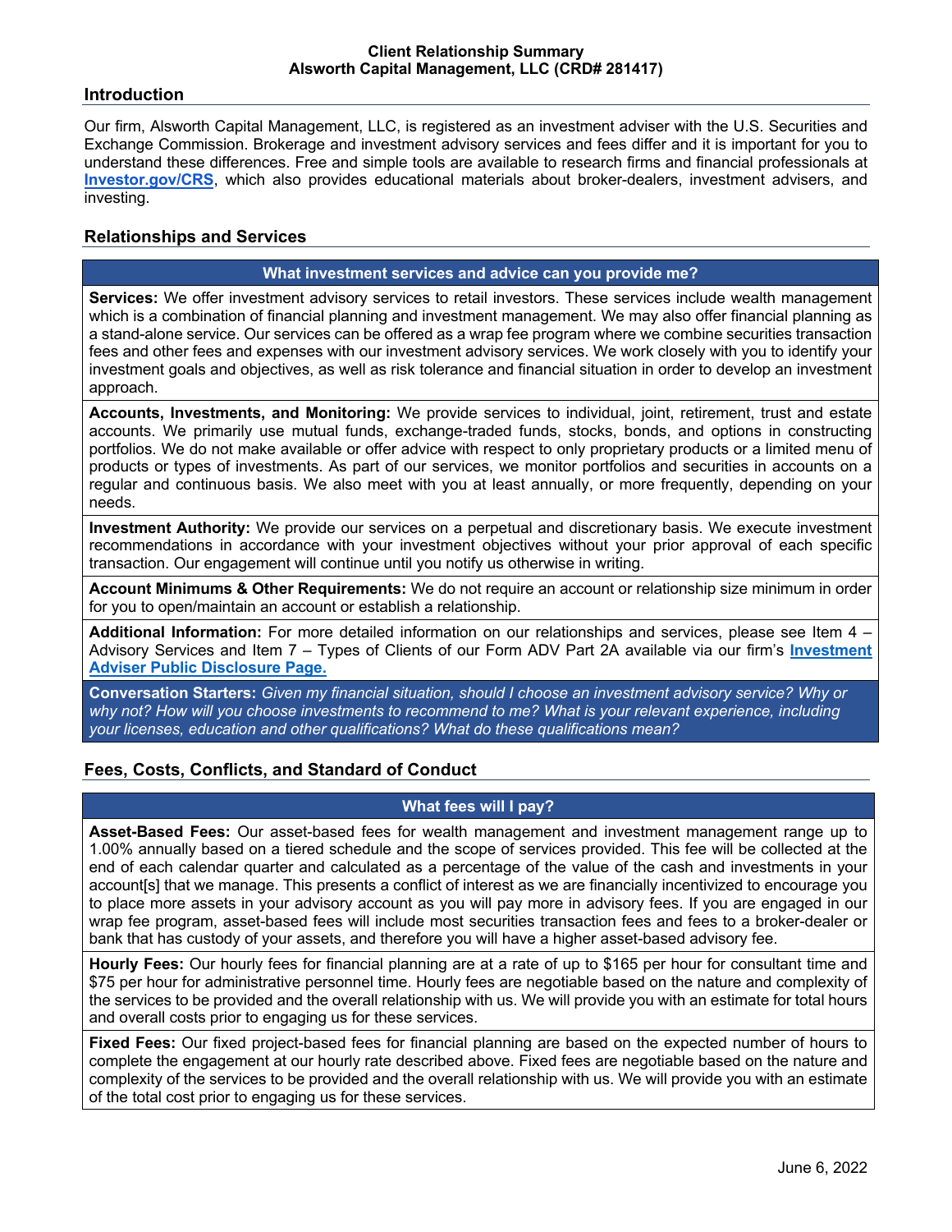**Client Relationship Summary**
**Alsworth Capital Management, LLC (CRD# 281417)**

## Introduction

Our firm, Alsworth Capital Management, LLC, is registered as an investment adviser with the U.S. Securities and Exchange Commission. Brokerage and investment advisory services and fees differ and it is important for you to understand these differences. Free and simple tools are available to research firms and financial professionals at **Investor.gov/CRS**, which also provides educational materials about broker-dealers, investment advisers, and investing.

## Relationships and Services

### What investment services and advice can you provide me?

**Services:** We offer investment advisory services to retail investors. These services include wealth management which is a combination of financial planning and investment management. We may also offer financial planning as a stand-alone service. Our services can be offered as a wrap fee program where we combine securities transaction fees and other fees and expenses with our investment advisory services. We work closely with you to identify your investment goals and objectives, as well as risk tolerance and financial situation in order to develop an investment approach.

**Accounts, Investments, and Monitoring:** We provide services to individual, joint, retirement, trust and estate accounts. We primarily use mutual funds, exchange-traded funds, stocks, bonds, and options in constructing portfolios. We do not make available or offer advice with respect to only proprietary products or a limited menu of products or types of investments. As part of our services, we monitor portfolios and securities in accounts on a regular and continuous basis. We also meet with you at least annually, or more frequently, depending on your needs.

**Investment Authority:** We provide our services on a perpetual and discretionary basis. We execute investment recommendations in accordance with your investment objectives without your prior approval of each specific transaction. Our engagement will continue until you notify us otherwise in writing.

**Account Minimums & Other Requirements:** We do not require an account or relationship size minimum in order for you to open/maintain an account or establish a relationship.

**Additional Information:** For more detailed information on our relationships and services, please see Item 4 – Advisory Services and Item 7 – Types of Clients of our Form ADV Part 2A available via our firm's **Investment Adviser Public Disclosure Page.**

**Conversation Starters:** *Given my financial situation, should I choose an investment advisory service? Why or why not? How will you choose investments to recommend to me? What is your relevant experience, including your licenses, education and other qualifications? What do these qualifications mean?*

## Fees, Costs, Conflicts, and Standard of Conduct

### What fees will I pay?

**Asset-Based Fees:** Our asset-based fees for wealth management and investment management range up to 1.00% annually based on a tiered schedule and the scope of services provided. This fee will be collected at the end of each calendar quarter and calculated as a percentage of the value of the cash and investments in your account[s] that we manage. This presents a conflict of interest as we are financially incentivized to encourage you to place more assets in your advisory account as you will pay more in advisory fees. If you are engaged in our wrap fee program, asset-based fees will include most securities transaction fees and fees to a broker-dealer or bank that has custody of your assets, and therefore you will have a higher asset-based advisory fee.

**Hourly Fees:** Our hourly fees for financial planning are at a rate of up to $165 per hour for consultant time and $75 per hour for administrative personnel time. Hourly fees are negotiable based on the nature and complexity of the services to be provided and the overall relationship with us. We will provide you with an estimate for total hours and overall costs prior to engaging us for these services.

**Fixed Fees:** Our fixed project-based fees for financial planning are based on the expected number of hours to complete the engagement at our hourly rate described above. Fixed fees are negotiable based on the nature and complexity of the services to be provided and the overall relationship with us. We will provide you with an estimate of the total cost prior to engaging us for these services.

June 6, 2022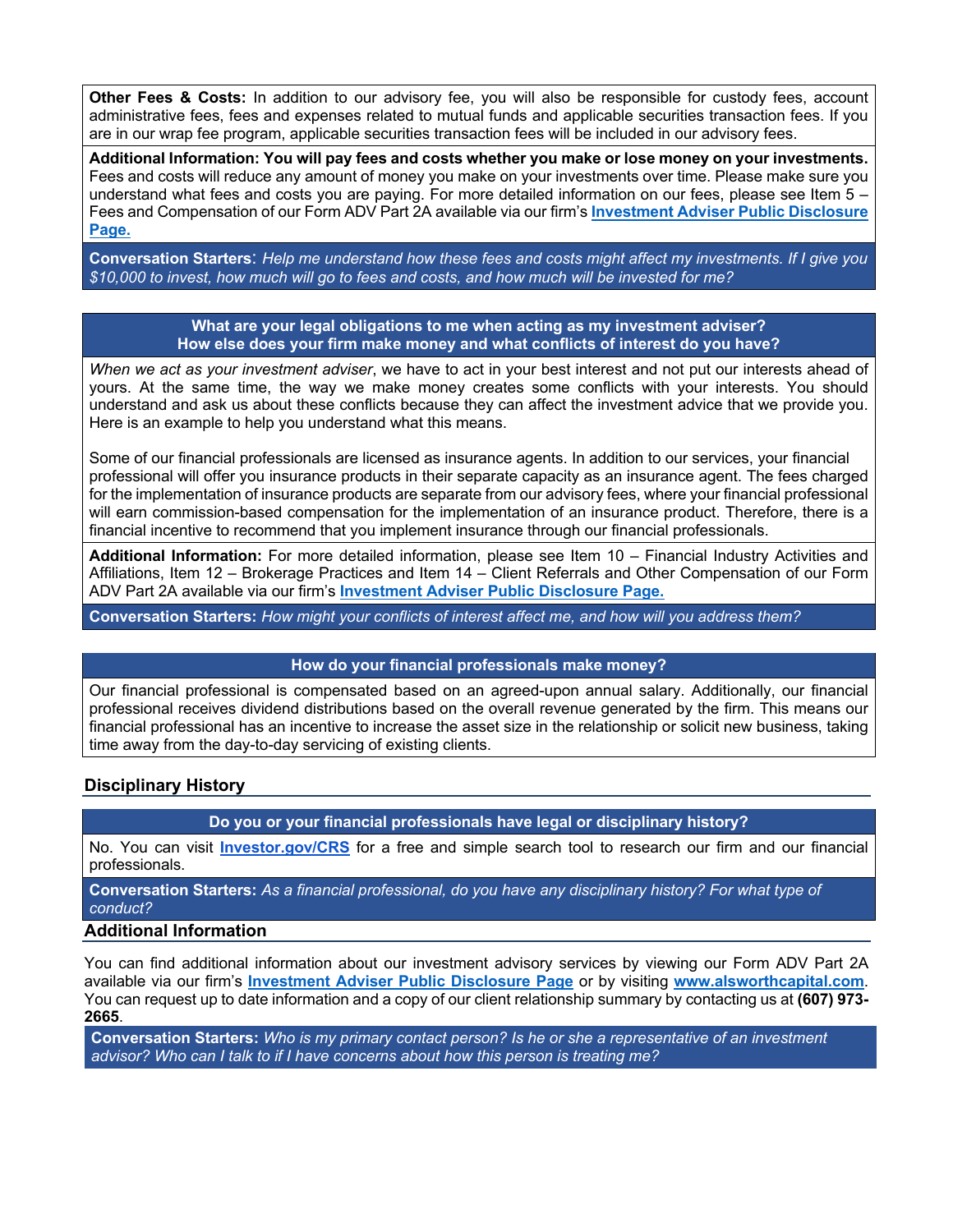**Other Fees & Costs:** In addition to our advisory fee, you will also be responsible for custody fees, account administrative fees, fees and expenses related to mutual funds and applicable securities transaction fees. If you are in our wrap fee program, applicable securities transaction fees will be included in our advisory fees.

**Additional Information: You will pay fees and costs whether you make or lose money on your investments.** Fees and costs will reduce any amount of money you make on your investments over time. Please make sure you understand what fees and costs you are paying. For more detailed information on our fees, please see Item 5 – Fees and Compensation of our Form ADV Part 2A available via our firm's **Investment Adviser Public Disclosure Page.**

**Conversation Starters**: *Help me understand how these fees and costs might affect my investments. If I give you $10,000 to invest, how much will go to fees and costs, and how much will be invested for me?*

**What are your legal obligations to me when acting as my investment adviser?**
**How else does your firm make money and what conflicts of interest do you have?**

*When we act as your investment adviser*, we have to act in your best interest and not put our interests ahead of yours. At the same time, the way we make money creates some conflicts with your interests. You should understand and ask us about these conflicts because they can affect the investment advice that we provide you. Here is an example to help you understand what this means.

Some of our financial professionals are licensed as insurance agents. In addition to our services, your financial professional will offer you insurance products in their separate capacity as an insurance agent. The fees charged for the implementation of insurance products are separate from our advisory fees, where your financial professional will earn commission-based compensation for the implementation of an insurance product. Therefore, there is a financial incentive to recommend that you implement insurance through our financial professionals.

**Additional Information:** For more detailed information, please see Item 10 – Financial Industry Activities and Affiliations, Item 12 – Brokerage Practices and Item 14 – Client Referrals and Other Compensation of our Form ADV Part 2A available via our firm's **Investment Adviser Public Disclosure Page.**

**Conversation Starters:** *How might your conflicts of interest affect me, and how will you address them?*

**How do your financial professionals make money?**

Our financial professional is compensated based on an agreed-upon annual salary. Additionally, our financial professional receives dividend distributions based on the overall revenue generated by the firm. This means our financial professional has an incentive to increase the asset size in the relationship or solicit new business, taking time away from the day-to-day servicing of existing clients.

## Disciplinary History

**Do you or your financial professionals have legal or disciplinary history?**

No. You can visit **Investor.gov/CRS** for a free and simple search tool to research our firm and our financial professionals.

**Conversation Starters:** *As a financial professional, do you have any disciplinary history? For what type of conduct?*

## Additional Information

You can find additional information about our investment advisory services by viewing our Form ADV Part 2A available via our firm's **Investment Adviser Public Disclosure Page** or by visiting **www.alsworthcapital.com**. You can request up to date information and a copy of our client relationship summary by contacting us at **(607) 973-2665**.

**Conversation Starters:** *Who is my primary contact person? Is he or she a representative of an investment advisor? Who can I talk to if I have concerns about how this person is treating me?*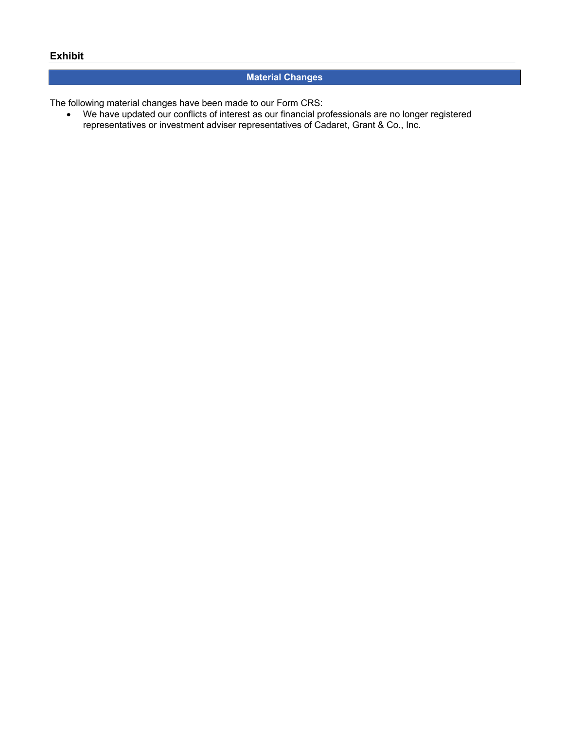**Exhibit**

## Material Changes

The following material changes have been made to our Form CRS:

- We have updated our conflicts of interest as our financial professionals are no longer registered representatives or investment adviser representatives of Cadaret, Grant & Co., Inc.